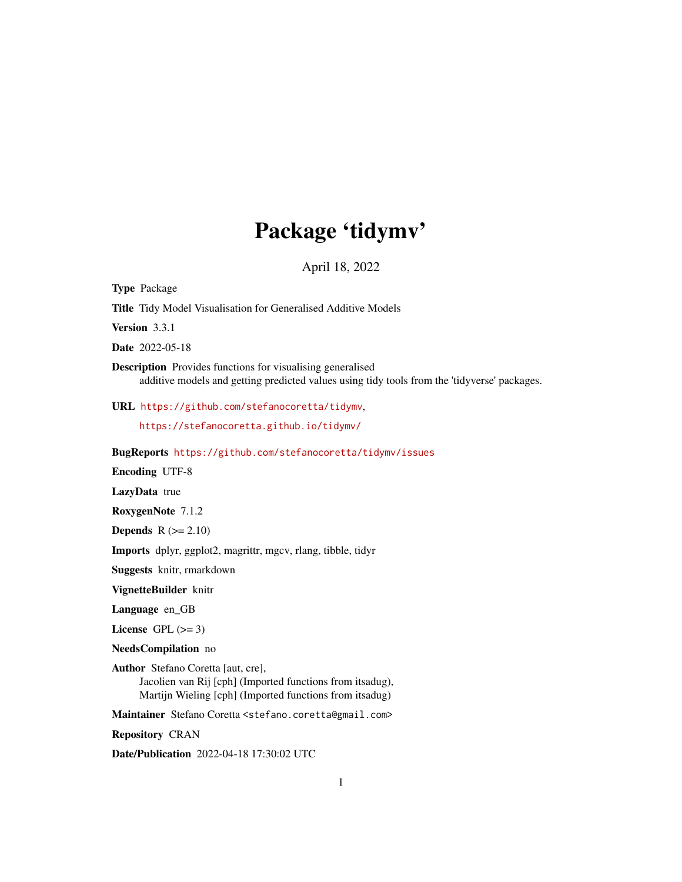# Package 'tidymv'

April 18, 2022

**Type** Package

**Title** Tidy Model Visualisation for Generalised Additive Models

**Version** 3.3.1

**Date** 2022-05-18

**Description** Provides functions for visualising generalised additive models and getting predicted values using tidy tools from the 'tidyverse' packages.

**URL** https://github.com/stefanocoretta/tidymv, https://stefanocoretta.github.io/tidymv/

**BugReports** https://github.com/stefanocoretta/tidymv/issues

**Encoding** UTF-8

**LazyData** true

**RoxygenNote** 7.1.2

**Depends** R (>= 2.10)

**Imports** dplyr, ggplot2, magrittr, mgcv, rlang, tibble, tidyr

**Suggests** knitr, rmarkdown

**VignetteBuilder** knitr

**Language** en_GB

**License** GPL (>= 3)

**NeedsCompilation** no

**Author** Stefano Coretta [aut, cre], Jacolien van Rij [cph] (Imported functions from itsadug), Martijn Wieling [cph] (Imported functions from itsadug)

**Maintainer** Stefano Coretta <stefano.coretta@gmail.com>

**Repository** CRAN

**Date/Publication** 2022-04-18 17:30:02 UTC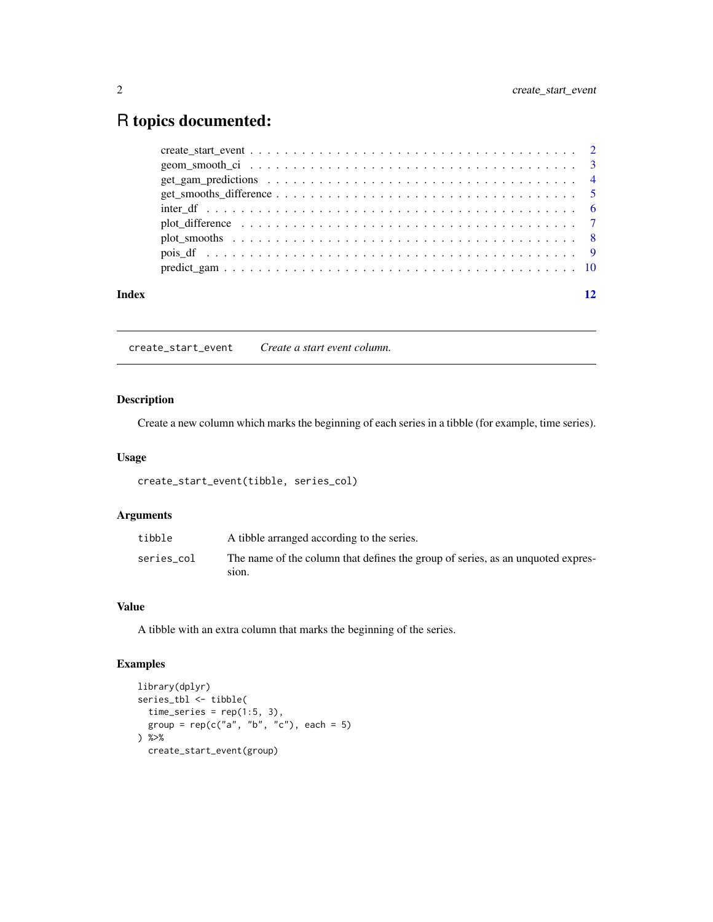# R topics documented:

- create_start_event . . . . . . . . . . . . . . . . . . . . . . . . . . . . . . . . . . . . 2
- geom_smooth_ci . . . . . . . . . . . . . . . . . . . . . . . . . . . . . . . . . . . . . 3
- get_gam_predictions . . . . . . . . . . . . . . . . . . . . . . . . . . . . . . . . . . . 4
- get_smooths_difference . . . . . . . . . . . . . . . . . . . . . . . . . . . . . . . . . 5
- inter_df . . . . . . . . . . . . . . . . . . . . . . . . . . . . . . . . . . . . . . . . . 6
- plot_difference . . . . . . . . . . . . . . . . . . . . . . . . . . . . . . . . . . . . . 7
- plot_smooths . . . . . . . . . . . . . . . . . . . . . . . . . . . . . . . . . . . . . . 8
- pois_df . . . . . . . . . . . . . . . . . . . . . . . . . . . . . . . . . . . . . . . . . 9
- predict_gam . . . . . . . . . . . . . . . . . . . . . . . . . . . . . . . . . . . . . . . 10

**Index** **12**

---

`create_start_event` *Create a start event column.*

---

## Description

Create a new column which marks the beginning of each series in a tibble (for example, time series).

## Usage

```
create_start_event(tibble, series_col)
```

## Arguments

| | |
|---|---|
| `tibble` | A tibble arranged according to the series. |
| `series_col` | The name of the column that defines the group of series, as an unquoted expression. |

## Value

A tibble with an extra column that marks the beginning of the series.

## Examples

```
library(dplyr)
series_tbl <- tibble(
  time_series = rep(1:5, 3),
  group = rep(c("a", "b", "c"), each = 5)
) %>%
  create_start_event(group)
```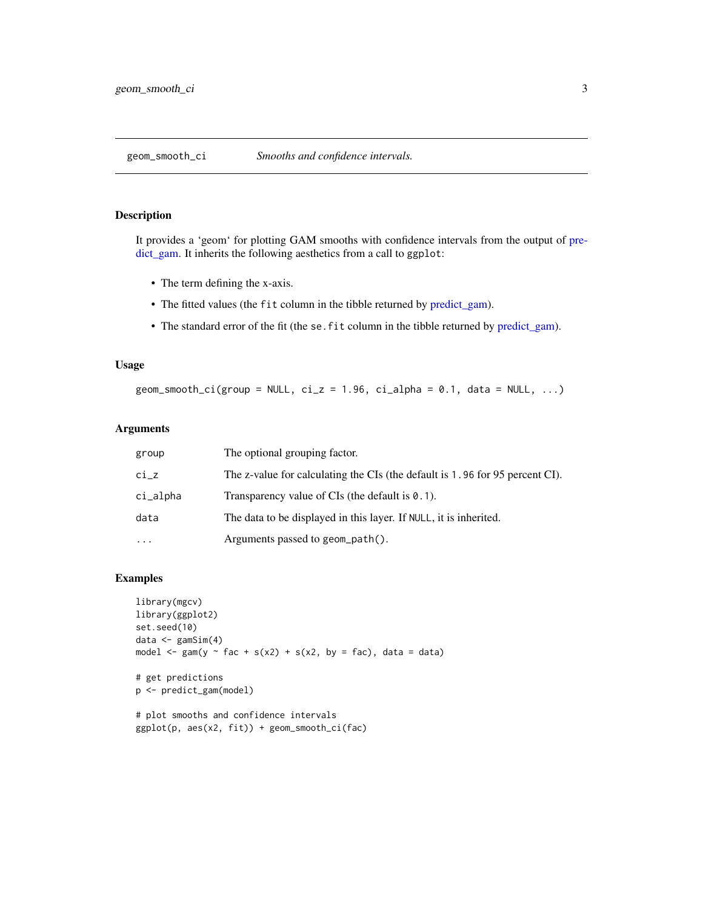## geom_smooth_ci — *Smooths and confidence intervals.*

### Description

It provides a ‘geom‘ for plotting GAM smooths with confidence intervals from the output of predict_gam. It inherits the following aesthetics from a call to `ggplot`:

- The term defining the x-axis.
- The fitted values (the `fit` column in the tibble returned by predict_gam).
- The standard error of the fit (the `se.fit` column in the tibble returned by predict_gam).

### Usage

```
geom_smooth_ci(group = NULL, ci_z = 1.96, ci_alpha = 0.1, data = NULL, ...)
```

### Arguments

| Argument | Description |
|---|---|
| `group` | The optional grouping factor. |
| `ci_z` | The z-value for calculating the CIs (the default is `1.96` for 95 percent CI). |
| `ci_alpha` | Transparency value of CIs (the default is `0.1`). |
| `data` | The data to be displayed in this layer. If `NULL`, it is inherited. |
| `...` | Arguments passed to `geom_path()`. |

### Examples

```
library(mgcv)
library(ggplot2)
set.seed(10)
data <- gamSim(4)
model <- gam(y ~ fac + s(x2) + s(x2, by = fac), data = data)

# get predictions
p <- predict_gam(model)

# plot smooths and confidence intervals
ggplot(p, aes(x2, fit)) + geom_smooth_ci(fac)
```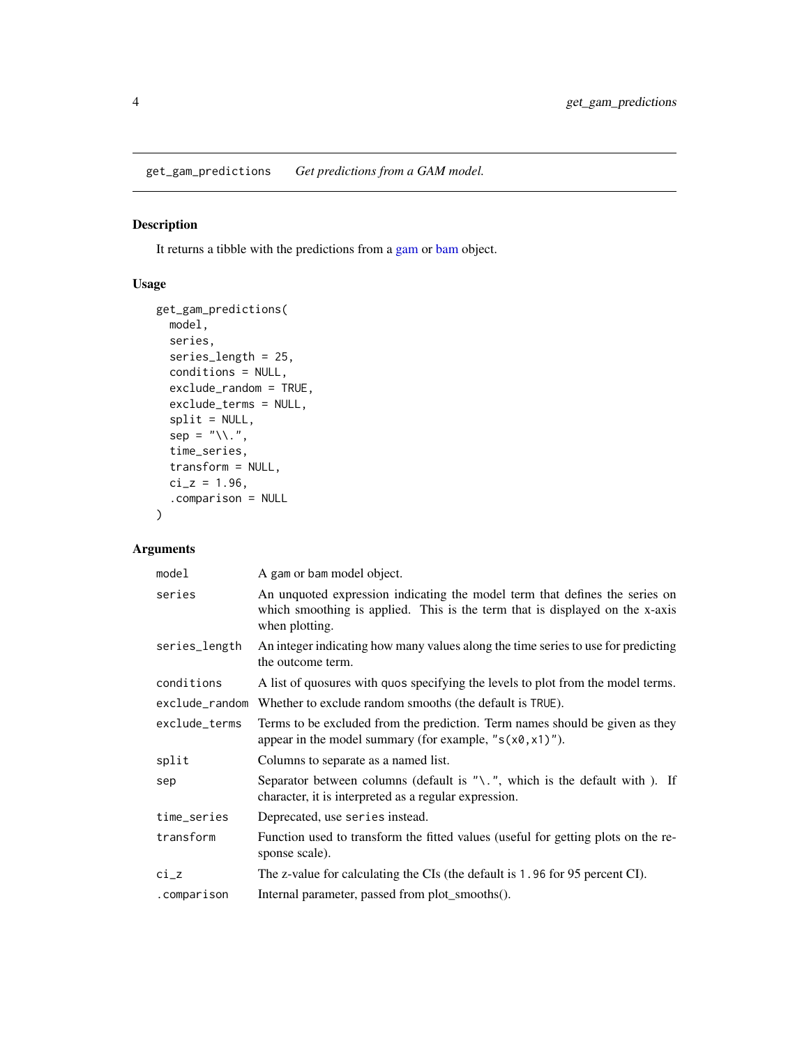## get_gam_predictions *Get predictions from a GAM model.*

### Description

It returns a tibble with the predictions from a gam or bam object.

### Usage

```
get_gam_predictions(
  model,
  series,
  series_length = 25,
  conditions = NULL,
  exclude_random = TRUE,
  exclude_terms = NULL,
  split = NULL,
  sep = "\\.",
  time_series,
  transform = NULL,
  ci_z = 1.96,
  .comparison = NULL
)
```

### Arguments

| Argument | Description |
|---|---|
| `model` | A `gam` or `bam` model object. |
| `series` | An unquoted expression indicating the model term that defines the series on which smoothing is applied. This is the term that is displayed on the x-axis when plotting. |
| `series_length` | An integer indicating how many values along the time series to use for predicting the outcome term. |
| `conditions` | A list of quosures with `quos` specifying the levels to plot from the model terms. |
| `exclude_random` | Whether to exclude random smooths (the default is `TRUE`). |
| `exclude_terms` | Terms to be excluded from the prediction. Term names should be given as they appear in the model summary (for example, `"s(x0,x1)"`). |
| `split` | Columns to separate as a named list. |
| `sep` | Separator between columns (default is `"\."`, which is the default with ). If character, it is interpreted as a regular expression. |
| `time_series` | Deprecated, use `series` instead. |
| `transform` | Function used to transform the fitted values (useful for getting plots on the response scale). |
| `ci_z` | The z-value for calculating the CIs (the default is `1.96` for 95 percent CI). |
| `.comparison` | Internal parameter, passed from plot_smooths(). |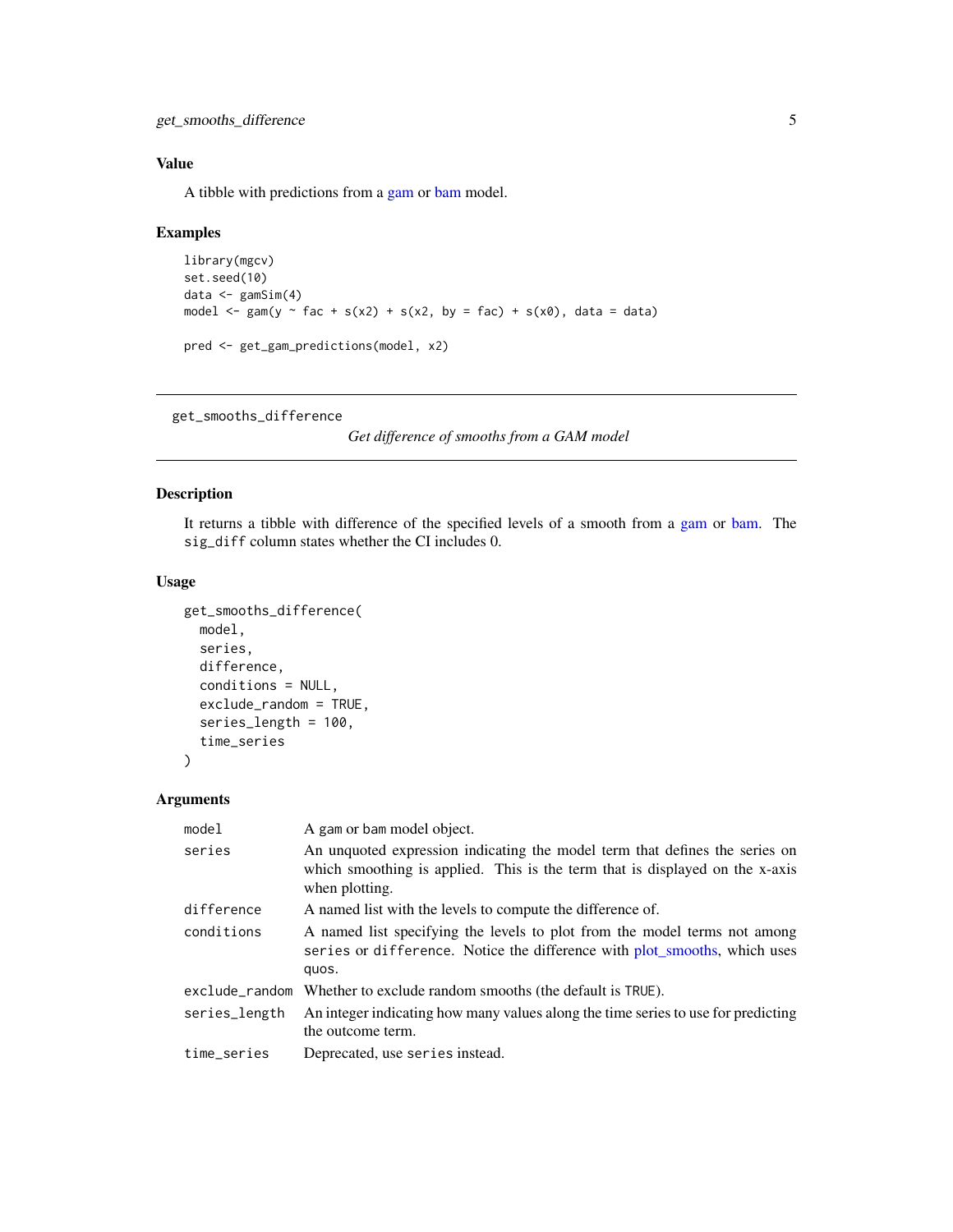## Value

A tibble with predictions from a gam or bam model.

## Examples

```
library(mgcv)
set.seed(10)
data <- gamSim(4)
model <- gam(y ~ fac + s(x2) + s(x2, by = fac) + s(x0), data = data)

pred <- get_gam_predictions(model, x2)
```

---

# get_smooths_difference

*Get difference of smooths from a GAM model*

## Description

It returns a tibble with difference of the specified levels of a smooth from a gam or bam. The `sig_diff` column states whether the CI includes 0.

## Usage

```
get_smooths_difference(
  model,
  series,
  difference,
  conditions = NULL,
  exclude_random = TRUE,
  series_length = 100,
  time_series
)
```

## Arguments

| | |
|---|---|
| `model` | A gam or bam model object. |
| `series` | An unquoted expression indicating the model term that defines the series on which smoothing is applied. This is the term that is displayed on the x-axis when plotting. |
| `difference` | A named list with the levels to compute the difference of. |
| `conditions` | A named list specifying the levels to plot from the model terms not among `series` or `difference`. Notice the difference with plot_smooths, which uses `quos`. |
| `exclude_random` | Whether to exclude random smooths (the default is `TRUE`). |
| `series_length` | An integer indicating how many values along the time series to use for predicting the outcome term. |
| `time_series` | Deprecated, use `series` instead. |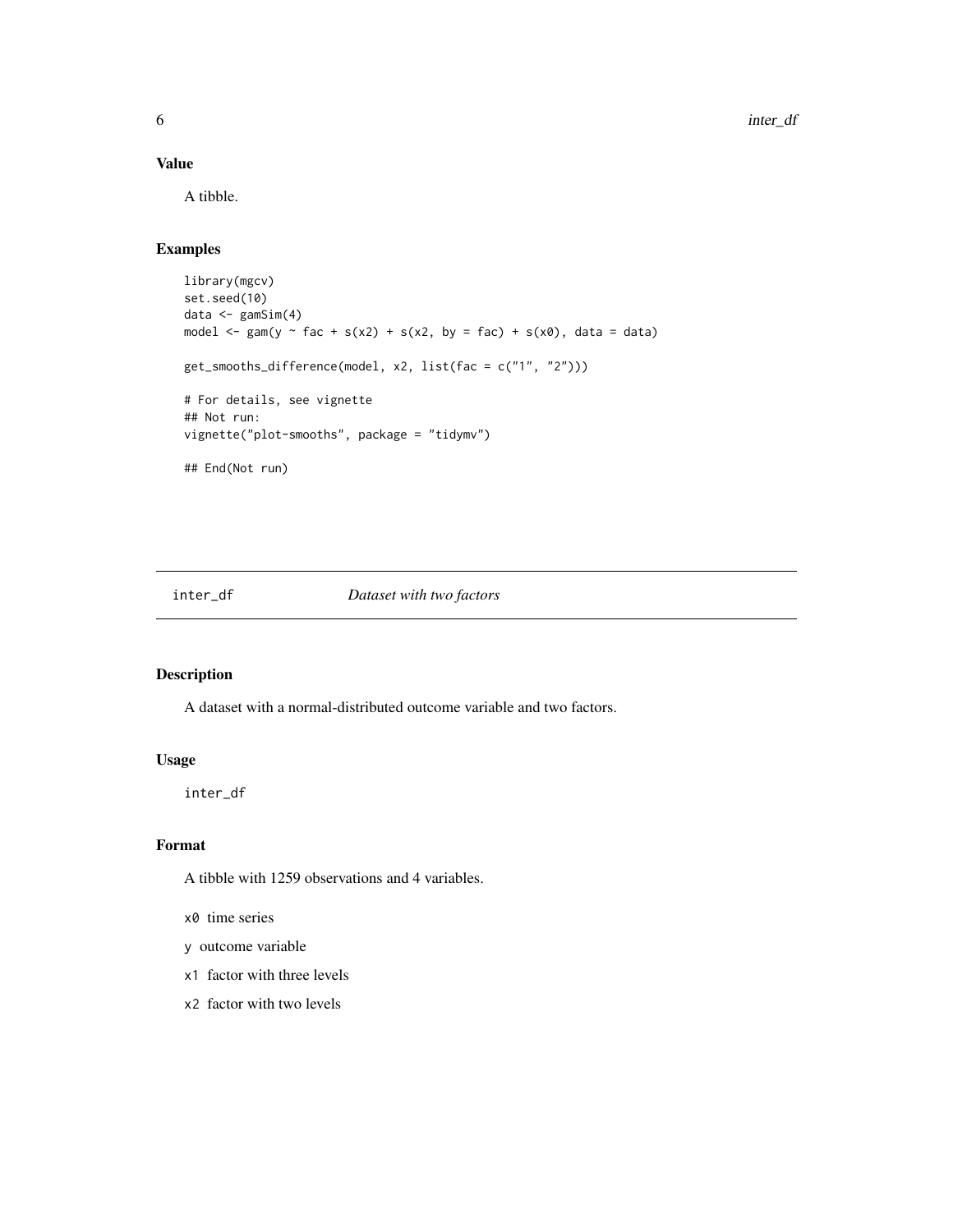### Value

A tibble.

### Examples

```
library(mgcv)
set.seed(10)
data <- gamSim(4)
model <- gam(y ~ fac + s(x2) + s(x2, by = fac) + s(x0), data = data)

get_smooths_difference(model, x2, list(fac = c("1", "2")))

# For details, see vignette
## Not run:
vignette("plot-smooths", package = "tidymv")

## End(Not run)
```

---

## inter_df    *Dataset with two factors*

---

### Description

A dataset with a normal-distributed outcome variable and two factors.

### Usage

```
inter_df
```

### Format

A tibble with 1259 observations and 4 variables.

- `x0` time series
- `y` outcome variable
- `x1` factor with three levels
- `x2` factor with two levels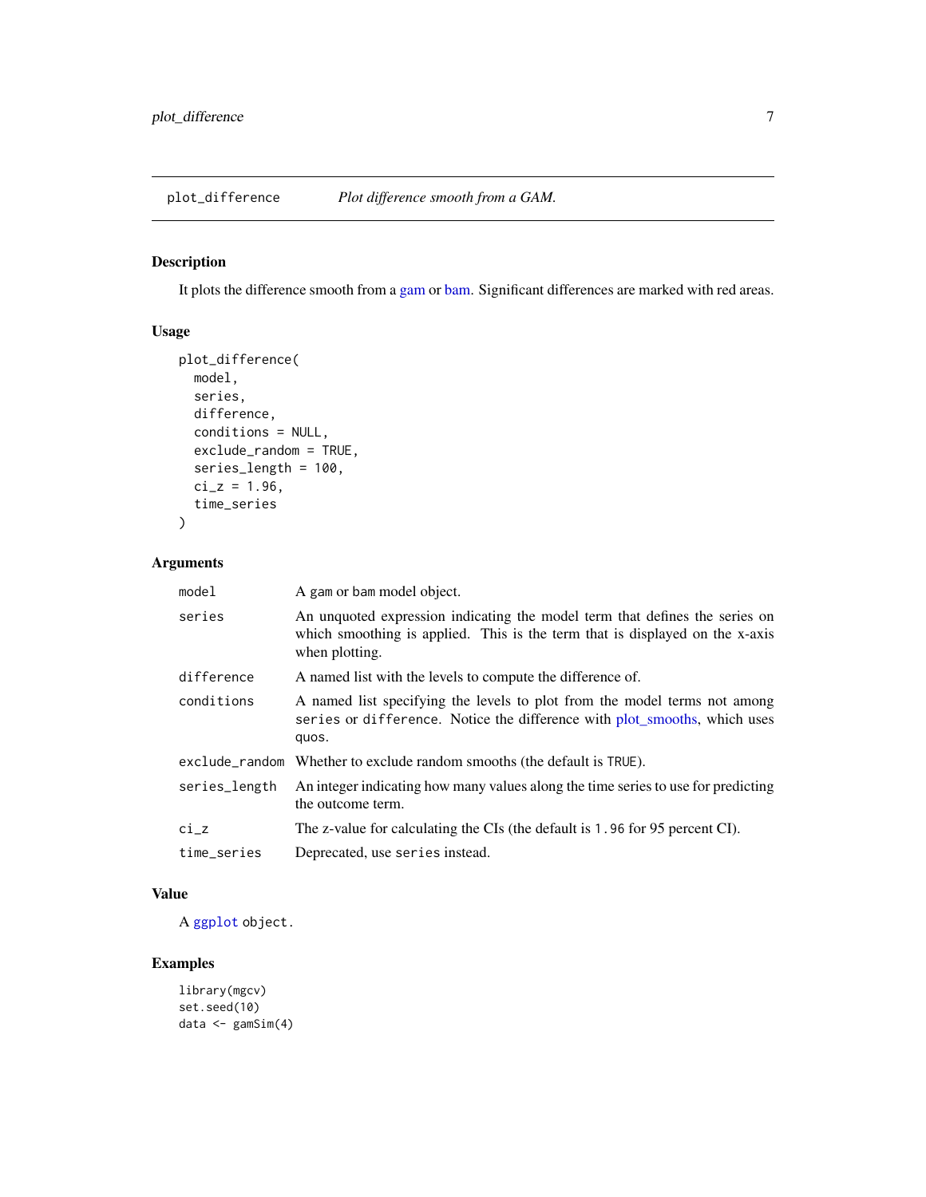## plot_difference *Plot difference smooth from a GAM.*

### Description

It plots the difference smooth from a gam or bam. Significant differences are marked with red areas.

### Usage

```
plot_difference(
  model,
  series,
  difference,
  conditions = NULL,
  exclude_random = TRUE,
  series_length = 100,
  ci_z = 1.96,
  time_series
)
```

### Arguments

| | |
|---|---|
| model | A gam or bam model object. |
| series | An unquoted expression indicating the model term that defines the series on which smoothing is applied. This is the term that is displayed on the x-axis when plotting. |
| difference | A named list with the levels to compute the difference of. |
| conditions | A named list specifying the levels to plot from the model terms not among series or difference. Notice the difference with plot_smooths, which uses quos. |
| exclude_random | Whether to exclude random smooths (the default is TRUE). |
| series_length | An integer indicating how many values along the time series to use for predicting the outcome term. |
| ci_z | The z-value for calculating the CIs (the default is 1.96 for 95 percent CI). |
| time_series | Deprecated, use series instead. |

### Value

A ggplot object.

### Examples

```
library(mgcv)
set.seed(10)
data <- gamSim(4)
```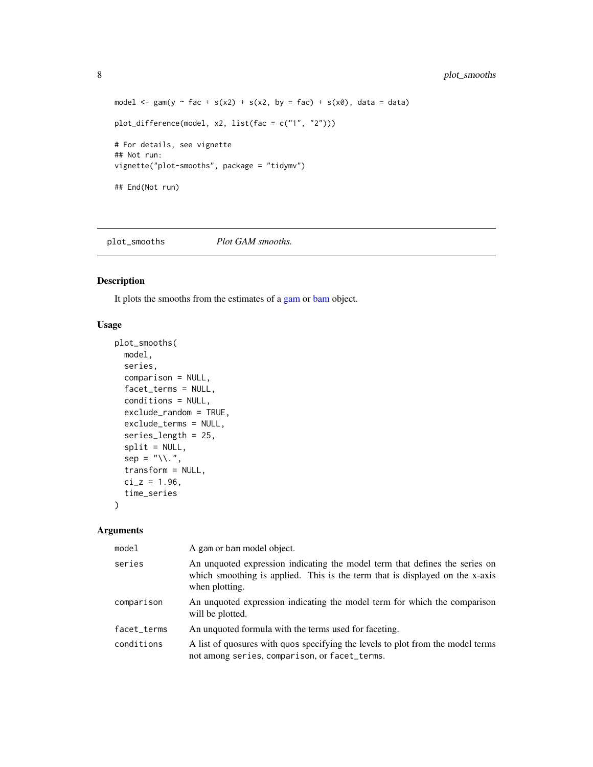```
model <- gam(y ~ fac + s(x2) + s(x2, by = fac) + s(x0), data = data)

plot_difference(model, x2, list(fac = c("1", "2")))

# For details, see vignette
## Not run:
vignette("plot-smooths", package = "tidymv")

## End(Not run)
```

## plot_smooths — *Plot GAM smooths.*

### Description

It plots the smooths from the estimates of a gam or bam object.

### Usage

```
plot_smooths(
  model,
  series,
  comparison = NULL,
  facet_terms = NULL,
  conditions = NULL,
  exclude_random = TRUE,
  exclude_terms = NULL,
  series_length = 25,
  split = NULL,
  sep = "\\.",
  transform = NULL,
  ci_z = 1.96,
  time_series
)
```

### Arguments

| Argument | Description |
|---|---|
| `model` | A gam or bam model object. |
| `series` | An unquoted expression indicating the model term that defines the series on which smoothing is applied. This is the term that is displayed on the x-axis when plotting. |
| `comparison` | An unquoted expression indicating the model term for which the comparison will be plotted. |
| `facet_terms` | An unquoted formula with the terms used for faceting. |
| `conditions` | A list of quosures with quos specifying the levels to plot from the model terms not among `series`, `comparison`, or `facet_terms`. |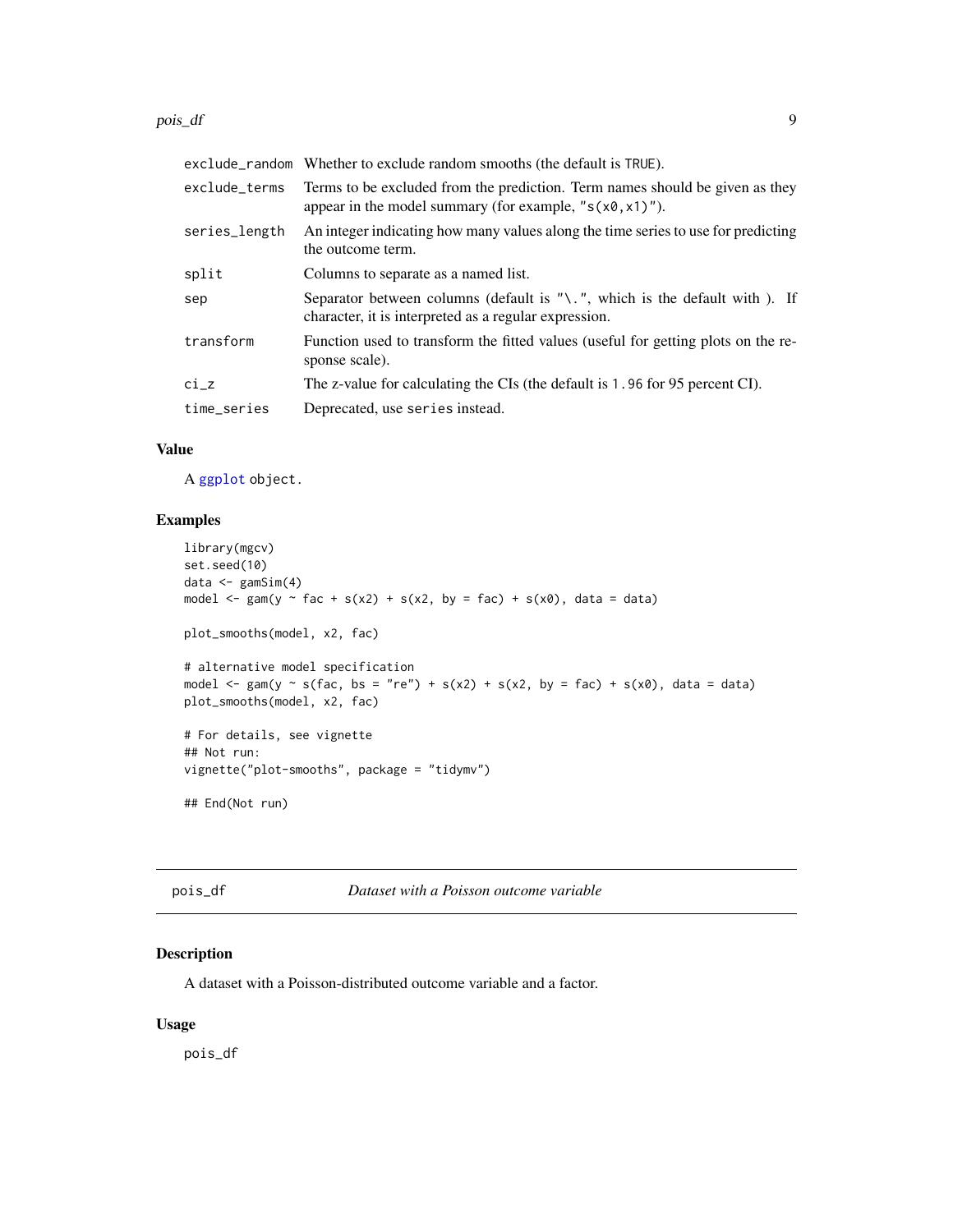| | |
|---|---|
| `exclude_random` | Whether to exclude random smooths (the default is `TRUE`). |
| `exclude_terms` | Terms to be excluded from the prediction. Term names should be given as they appear in the model summary (for example, `"s(x0,x1)"`). |
| `series_length` | An integer indicating how many values along the time series to use for predicting the outcome term. |
| `split` | Columns to separate as a named list. |
| `sep` | Separator between columns (default is `"\."`, which is the default with ). If character, it is interpreted as a regular expression. |
| `transform` | Function used to transform the fitted values (useful for getting plots on the response scale). |
| `ci_z` | The z-value for calculating the CIs (the default is `1.96` for 95 percent CI). |
| `time_series` | Deprecated, use `series` instead. |

## Value

A `ggplot` object.

## Examples

```
library(mgcv)
set.seed(10)
data <- gamSim(4)
model <- gam(y ~ fac + s(x2) + s(x2, by = fac) + s(x0), data = data)

plot_smooths(model, x2, fac)

# alternative model specification
model <- gam(y ~ s(fac, bs = "re") + s(x2) + s(x2, by = fac) + s(x0), data = data)
plot_smooths(model, x2, fac)

# For details, see vignette
## Not run:
vignette("plot-smooths", package = "tidymv")

## End(Not run)
```

---

# `pois_df` *Dataset with a Poisson outcome variable*

## Description

A dataset with a Poisson-distributed outcome variable and a factor.

## Usage

```
pois_df
```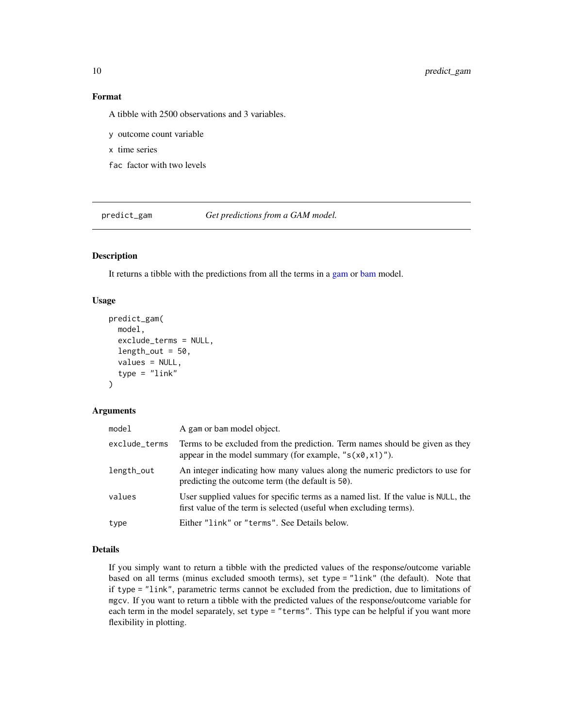### Format

A tibble with 2500 observations and 3 variables.

- `y` outcome count variable
- `x` time series
- `fac` factor with two levels

---

## predict_gam — *Get predictions from a GAM model.*

---

### Description

It returns a tibble with the predictions from all the terms in a gam or bam model.

### Usage

```
predict_gam(
  model,
  exclude_terms = NULL,
  length_out = 50,
  values = NULL,
  type = "link"
)
```

### Arguments

| Argument | Description |
|---|---|
| `model` | A `gam` or `bam` model object. |
| `exclude_terms` | Terms to be excluded from the prediction. Term names should be given as they appear in the model summary (for example, `"s(x0,x1)"`). |
| `length_out` | An integer indicating how many values along the numeric predictors to use for predicting the outcome term (the default is `50`). |
| `values` | User supplied values for specific terms as a named list. If the value is `NULL`, the first value of the term is selected (useful when excluding terms). |
| `type` | Either `"link"` or `"terms"`. See Details below. |

### Details

If you simply want to return a tibble with the predicted values of the response/outcome variable based on all terms (minus excluded smooth terms), set `type = "link"` (the default). Note that if `type = "link"`, parametric terms cannot be excluded from the prediction, due to limitations of `mgcv`. If you want to return a tibble with the predicted values of the response/outcome variable for each term in the model separately, set `type = "terms"`. This type can be helpful if you want more flexibility in plotting.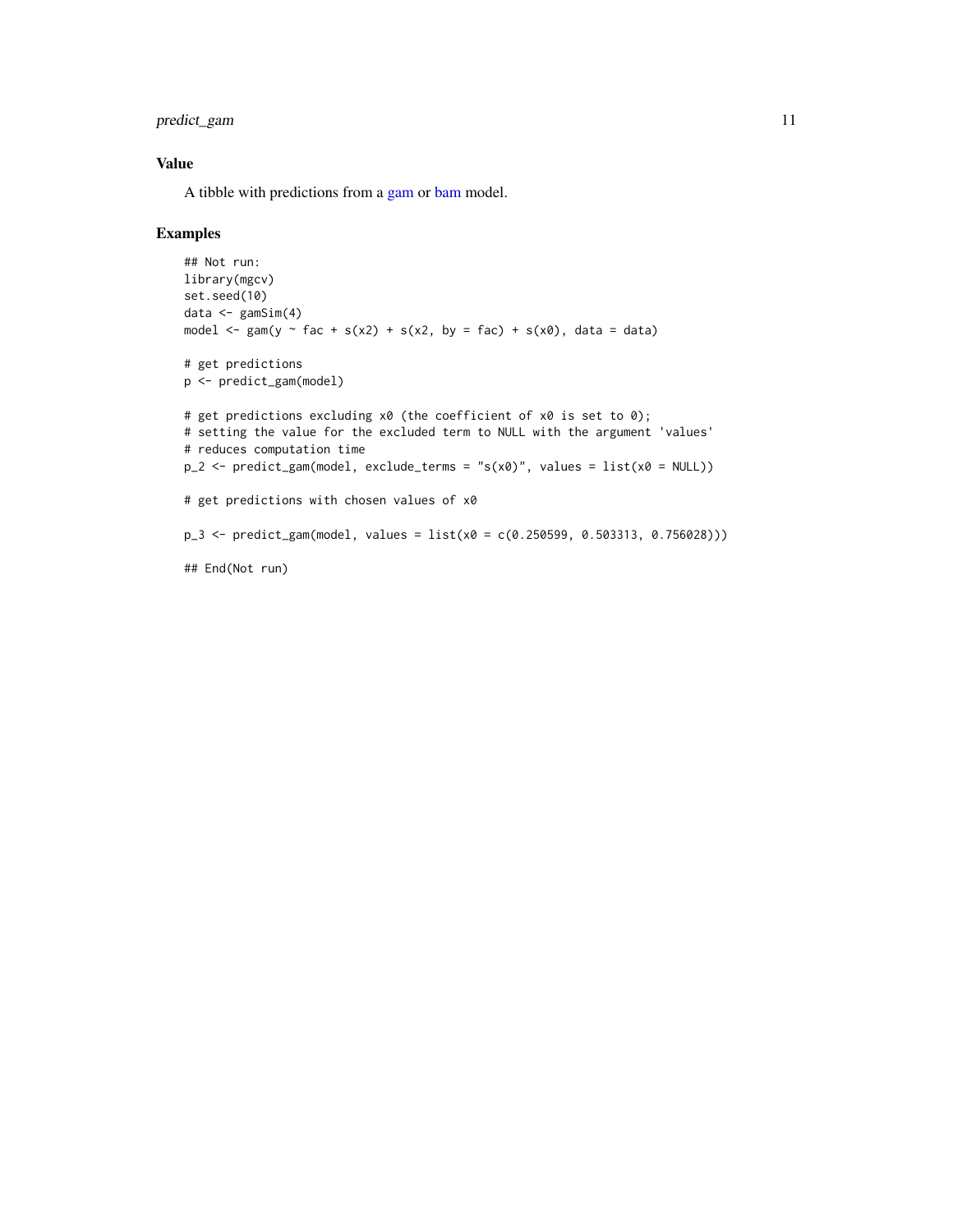## Value

A tibble with predictions from a gam or bam model.

## Examples

```
## Not run:
library(mgcv)
set.seed(10)
data <- gamSim(4)
model <- gam(y ~ fac + s(x2) + s(x2, by = fac) + s(x0), data = data)

# get predictions
p <- predict_gam(model)

# get predictions excluding x0 (the coefficient of x0 is set to 0);
# setting the value for the excluded term to NULL with the argument 'values'
# reduces computation time
p_2 <- predict_gam(model, exclude_terms = "s(x0)", values = list(x0 = NULL))

# get predictions with chosen values of x0

p_3 <- predict_gam(model, values = list(x0 = c(0.250599, 0.503313, 0.756028)))

## End(Not run)
```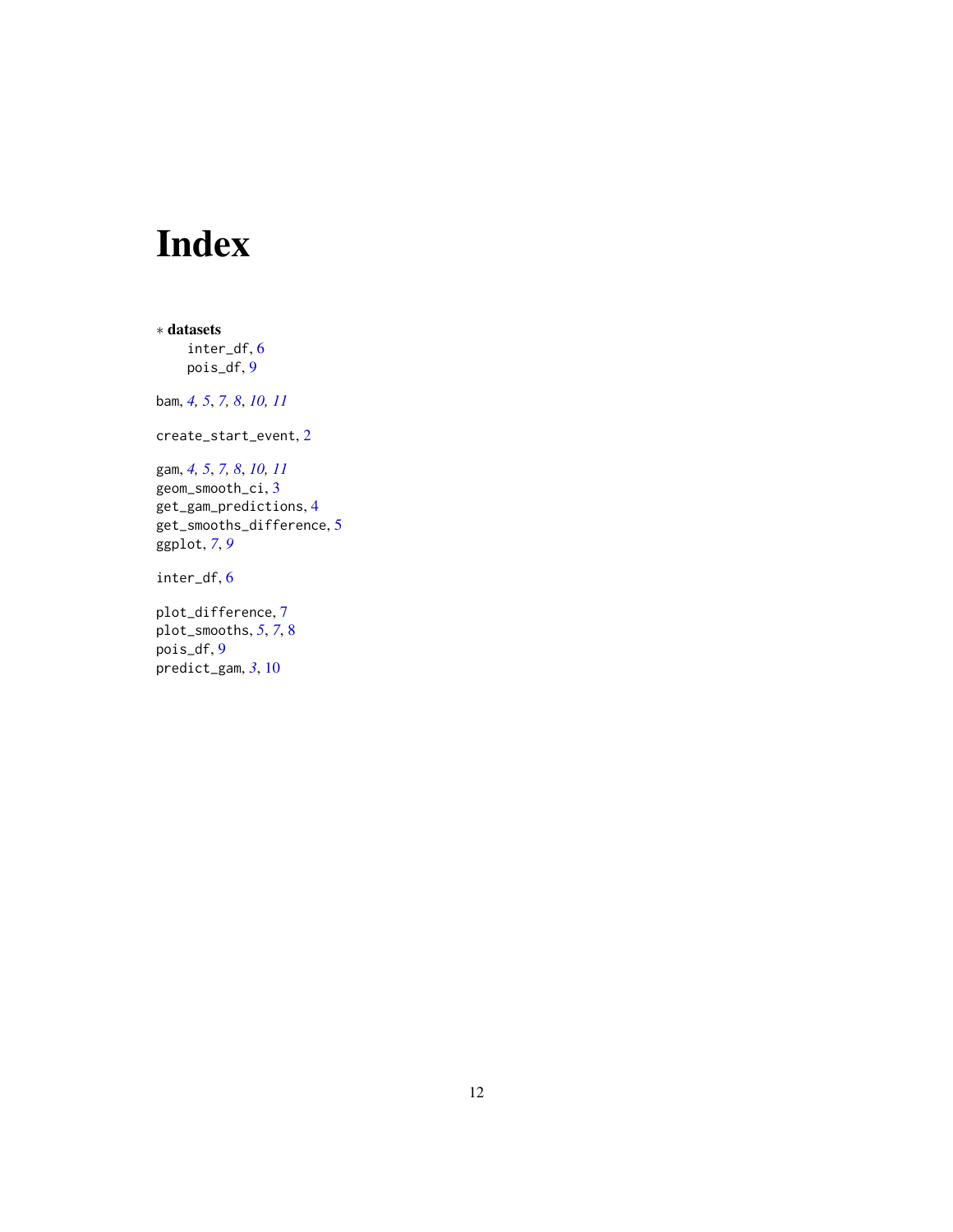# Index

∗ **datasets**
    inter_df, 6
    pois_df, 9

bam, *4, 5*, *7, 8*, *10, 11*

create_start_event, 2

gam, *4, 5*, *7, 8*, *10, 11*
geom_smooth_ci, 3
get_gam_predictions, 4
get_smooths_difference, 5
ggplot, *7*, *9*

inter_df, 6

plot_difference, 7
plot_smooths, *5*, *7*, 8
pois_df, 9
predict_gam, *3*, 10